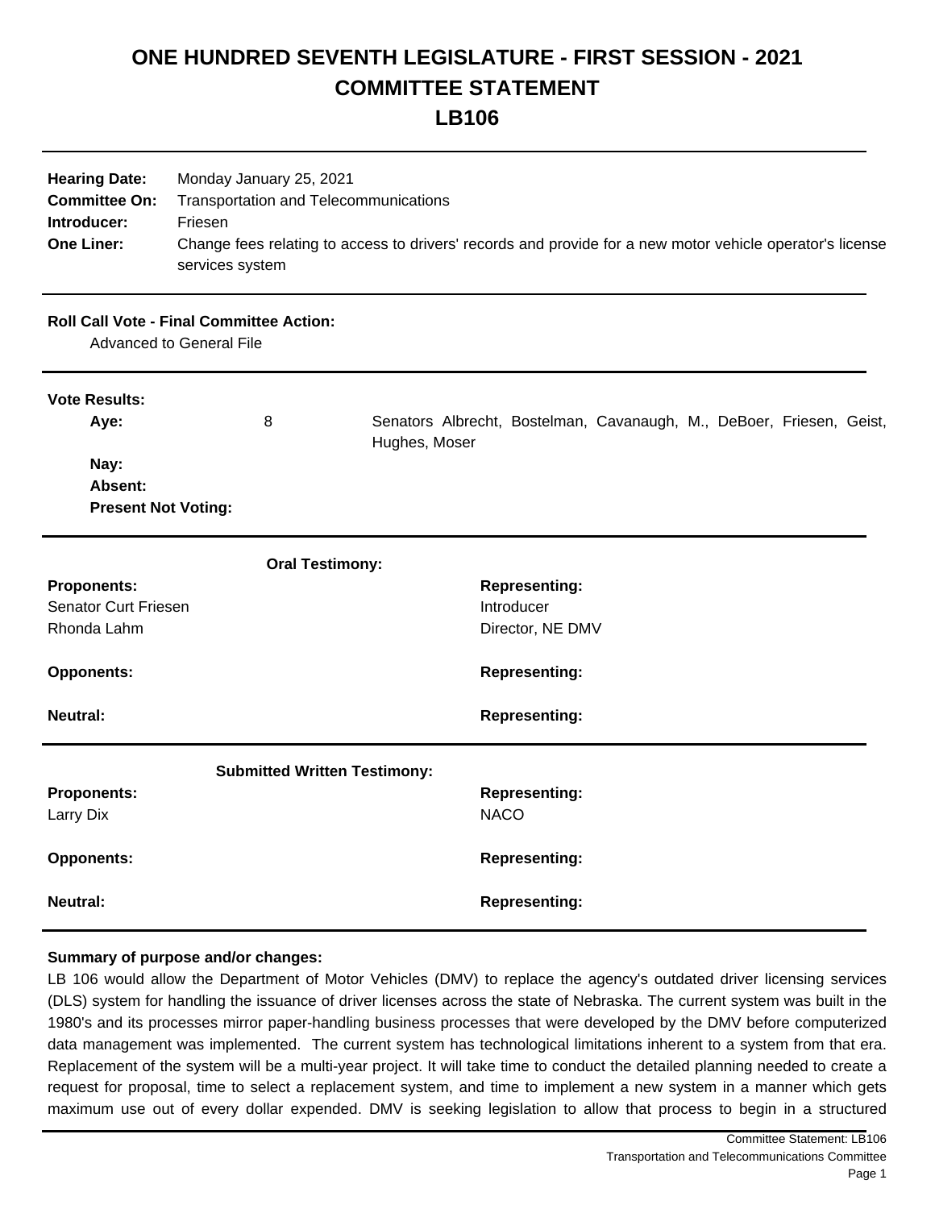# ONE HUNDRED SEVENTH LEGISLATURE - FIRST SESSION - 2021
# COMMITTEE STATEMENT
# LB106

**Hearing Date:** Monday January 25, 2021
**Committee On:** Transportation and Telecommunications
**Introducer:** Friesen
**One Liner:** Change fees relating to access to drivers' records and provide for a new motor vehicle operator's license services system

**Roll Call Vote - Final Committee Action:**
Advanced to General File

**Vote Results:**

| | | |
|---|---|---|
| **Aye:** | 8 | Senators Albrecht, Bostelman, Cavanaugh, M., DeBoer, Friesen, Geist, Hughes, Moser |
| **Nay:** | | |
| **Absent:** | | |
| **Present Not Voting:** | | |

**Oral Testimony:**

| **Proponents:** | **Representing:** |
|---|---|
| Senator Curt Friesen | Introducer |
| Rhonda Lahm | Director, NE DMV |
| **Opponents:** | **Representing:** |
| **Neutral:** | **Representing:** |

**Submitted Written Testimony:**

| **Proponents:** | **Representing:** |
|---|---|
| Larry Dix | NACO |
| **Opponents:** | **Representing:** |
| **Neutral:** | **Representing:** |

**Summary of purpose and/or changes:**

LB 106 would allow the Department of Motor Vehicles (DMV) to replace the agency's outdated driver licensing services (DLS) system for handling the issuance of driver licenses across the state of Nebraska. The current system was built in the 1980's and its processes mirror paper-handling business processes that were developed by the DMV before computerized data management was implemented. The current system has technological limitations inherent to a system from that era. Replacement of the system will be a multi-year project. It will take time to conduct the detailed planning needed to create a request for proposal, time to select a replacement system, and time to implement a new system in a manner which gets maximum use out of every dollar expended. DMV is seeking legislation to allow that process to begin in a structured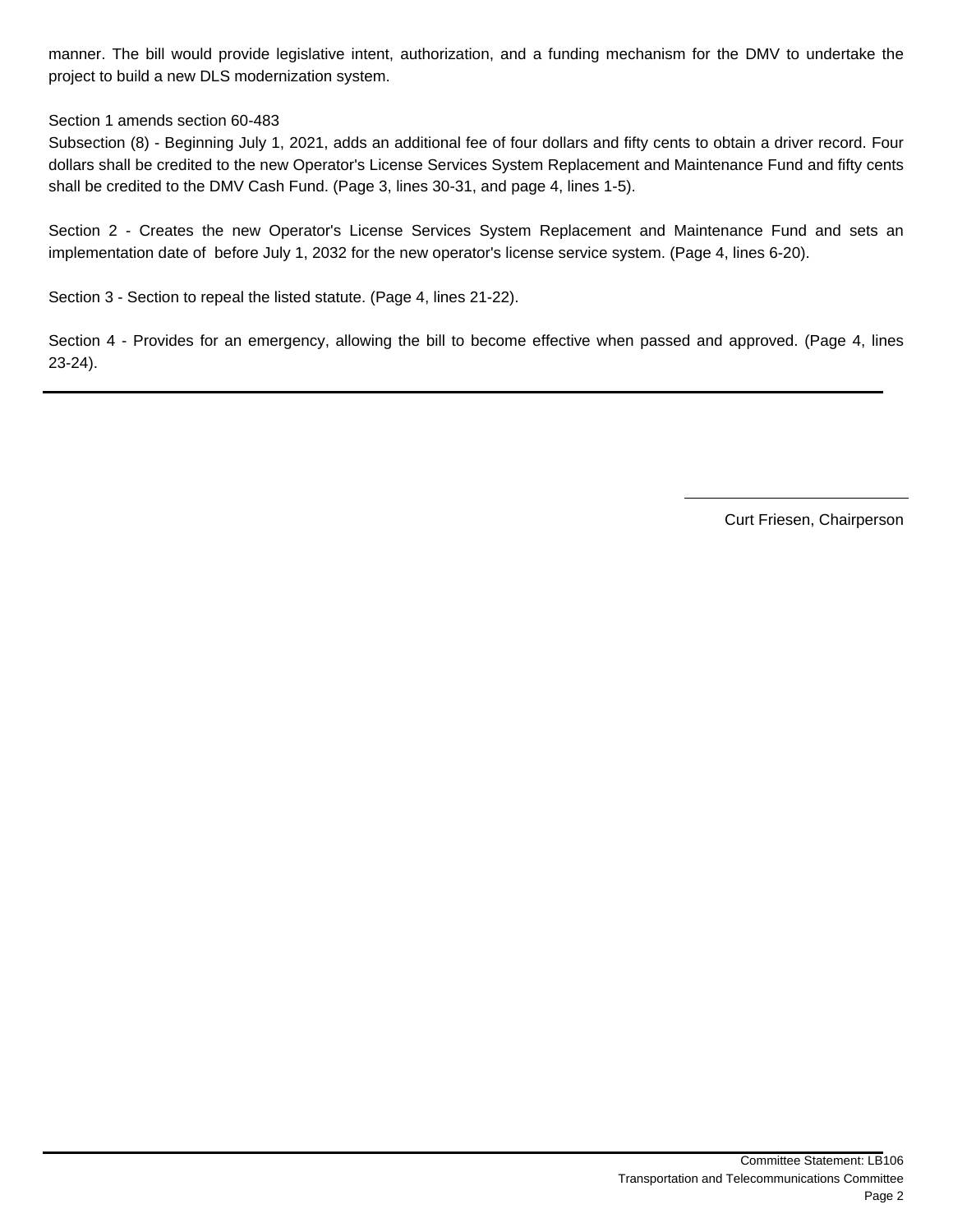manner. The bill would provide legislative intent, authorization, and a funding mechanism for the DMV to undertake the project to build a new DLS modernization system.

Section 1 amends section 60-483

Subsection (8) - Beginning July 1, 2021, adds an additional fee of four dollars and fifty cents to obtain a driver record. Four dollars shall be credited to the new Operator's License Services System Replacement and Maintenance Fund and fifty cents shall be credited to the DMV Cash Fund. (Page 3, lines 30-31, and page 4, lines 1-5).

Section 2 - Creates the new Operator's License Services System Replacement and Maintenance Fund and sets an implementation date of before July 1, 2032 for the new operator's license service system. (Page 4, lines 6-20).

Section 3 - Section to repeal the listed statute. (Page 4, lines 21-22).

Section 4 - Provides for an emergency, allowing the bill to become effective when passed and approved. (Page 4, lines 23-24).

---

Curt Friesen, Chairperson